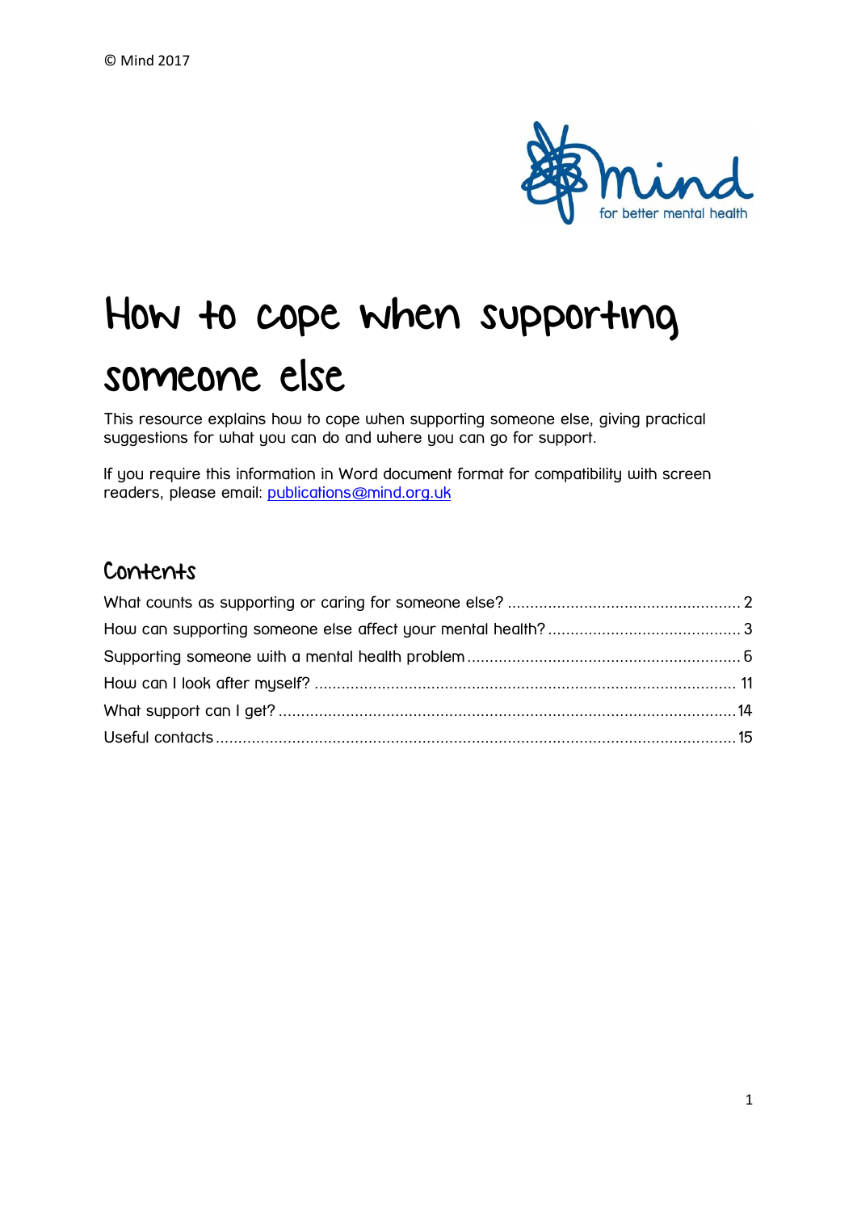© Mind 2017

# How to cope when supporting someone else

This resource explains how to cope when supporting someone else, giving practical suggestions for what you can do and where you can go for support.

If you require this information in Word document format for compatibility with screen readers, please email: publications@mind.org.uk

## Contents

What counts as supporting or caring for someone else? .................................................... 2
How can supporting someone else affect your mental health? ........................................... 3
Supporting someone with a mental health problem ............................................................ 6
How can I look after myself? ............................................................................................. 11
What support can I get? ..................................................................................................... 14
Useful contacts ................................................................................................................... 15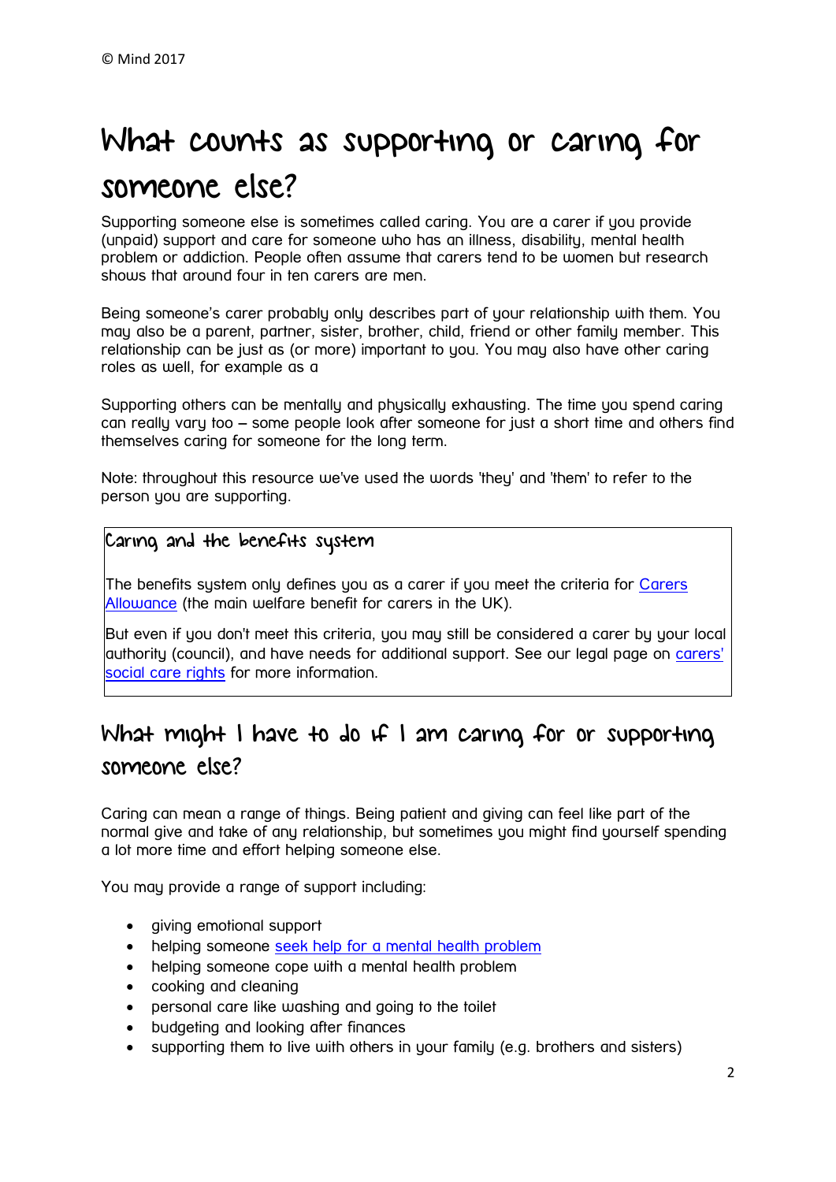© Mind 2017

# What counts as supporting or caring for someone else?

Supporting someone else is sometimes called caring. You are a carer if you provide (unpaid) support and care for someone who has an illness, disability, mental health problem or addiction. People often assume that carers tend to be women but research shows that around four in ten carers are men.

Being someone's carer probably only describes part of your relationship with them. You may also be a parent, partner, sister, brother, child, friend or other family member. This relationship can be just as (or more) important to you. You may also have other caring roles as well, for example as a

Supporting others can be mentally and physically exhausting. The time you spend caring can really vary too – some people look after someone for just a short time and others find themselves caring for someone for the long term.

Note: throughout this resource we've used the words 'they' and 'them' to refer to the person you are supporting.

### Caring and the benefits system

The benefits system only defines you as a carer if you meet the criteria for Carers Allowance (the main welfare benefit for carers in the UK).

But even if you don't meet this criteria, you may still be considered a carer by your local authority (council), and have needs for additional support. See our legal page on carers' social care rights for more information.

## What might I have to do if I am caring for or supporting someone else?

Caring can mean a range of things. Being patient and giving can feel like part of the normal give and take of any relationship, but sometimes you might find yourself spending a lot more time and effort helping someone else.

You may provide a range of support including:

- giving emotional support
- helping someone seek help for a mental health problem
- helping someone cope with a mental health problem
- cooking and cleaning
- personal care like washing and going to the toilet
- budgeting and looking after finances
- supporting them to live with others in your family (e.g. brothers and sisters)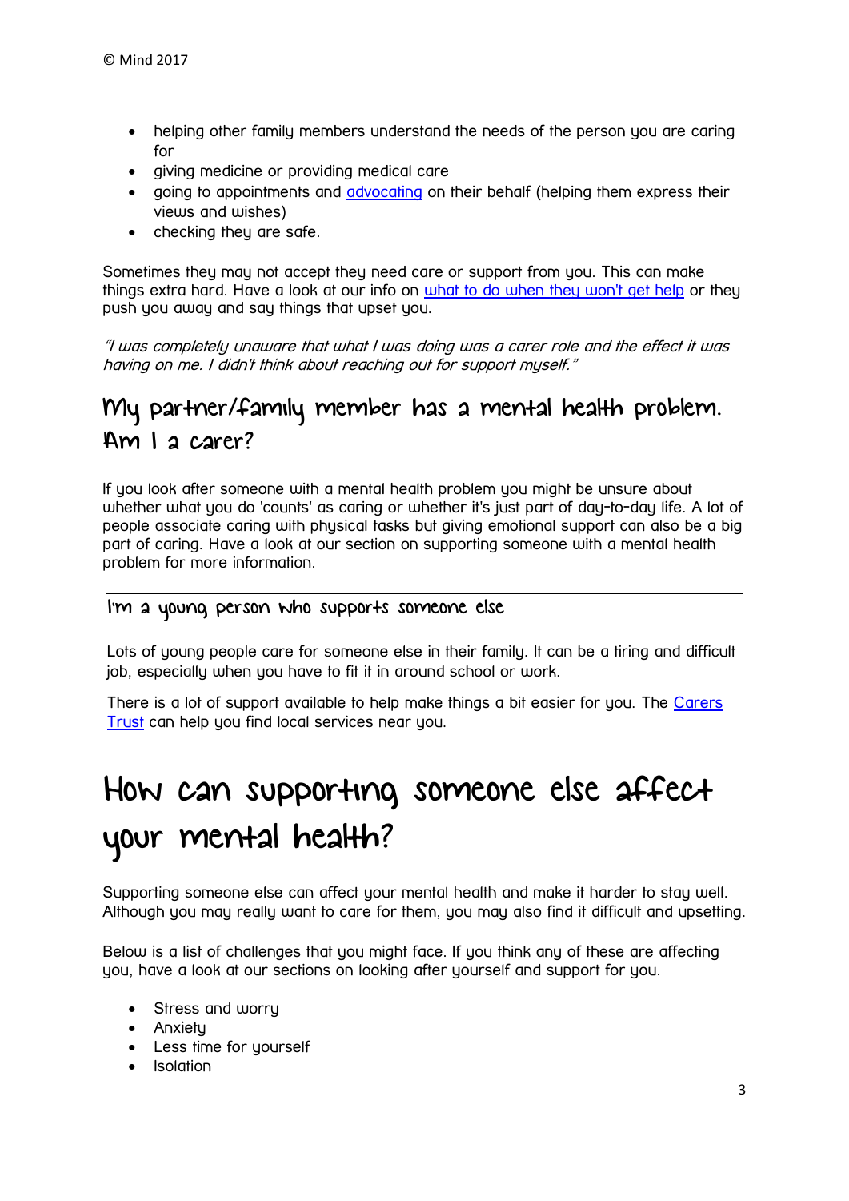- helping other family members understand the needs of the person you are caring for
- giving medicine or providing medical care
- going to appointments and [advocating]() on their behalf (helping them express their views and wishes)
- checking they are safe.

Sometimes they may not accept they need care or support from you. This can make things extra hard. Have a look at our info on [what to do when they won't get help]() or they push you away and say things that upset you.

*"I was completely unaware that what I was doing was a carer role and the effect it was having on me. I didn't think about reaching out for support myself."*

## My partner/family member has a mental health problem. Am I a carer?

If you look after someone with a mental health problem you might be unsure about whether what you do 'counts' as caring or whether it's just part of day-to-day life. A lot of people associate caring with physical tasks but giving emotional support can also be a big part of caring. Have a look at our section on supporting someone with a mental health problem for more information.

### I'm a young person who supports someone else

Lots of young people care for someone else in their family. It can be a tiring and difficult job, especially when you have to fit it in around school or work.

There is a lot of support available to help make things a bit easier for you. The [Carers Trust]() can help you find local services near you.

# How can supporting someone else affect your mental health?

Supporting someone else can affect your mental health and make it harder to stay well. Although you may really want to care for them, you may also find it difficult and upsetting.

Below is a list of challenges that you might face. If you think any of these are affecting you, have a look at our sections on looking after yourself and support for you.

- Stress and worry
- Anxiety
- Less time for yourself
- Isolation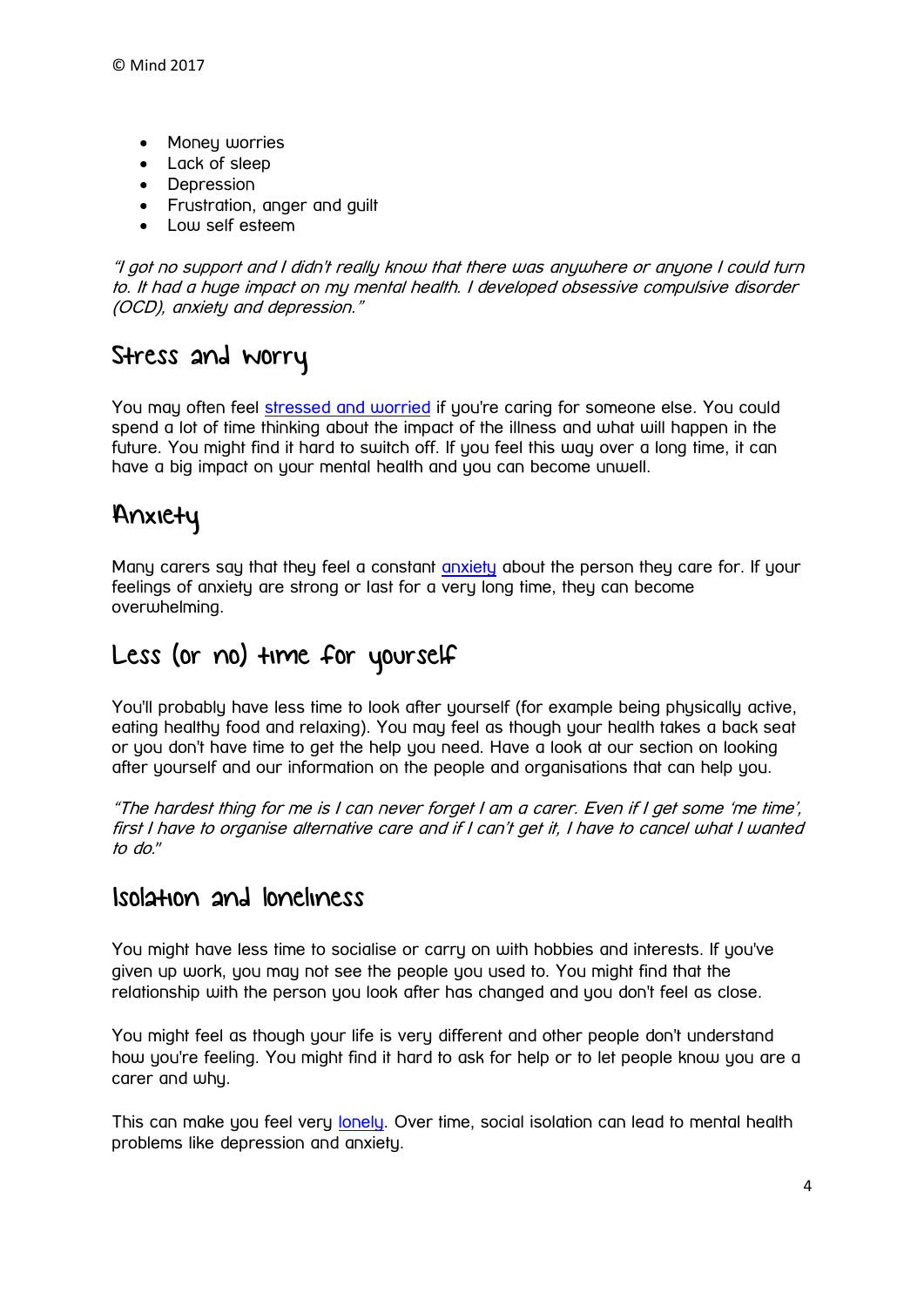- Money worries
- Lack of sleep
- Depression
- Frustration, anger and guilt
- Low self esteem

*"I got no support and I didn't really know that there was anywhere or anyone I could turn to. It had a huge impact on my mental health. I developed obsessive compulsive disorder (OCD), anxiety and depression."*

## Stress and worry

You may often feel [stressed and worried] if you're caring for someone else. You could spend a lot of time thinking about the impact of the illness and what will happen in the future. You might find it hard to switch off. If you feel this way over a long time, it can have a big impact on your mental health and you can become unwell.

## Anxiety

Many carers say that they feel a constant [anxiety] about the person they care for. If your feelings of anxiety are strong or last for a very long time, they can become overwhelming.

## Less (or no) time for yourself

You'll probably have less time to look after yourself (for example being physically active, eating healthy food and relaxing). You may feel as though your health takes a back seat or you don't have time to get the help you need. Have a look at our section on looking after yourself and our information on the people and organisations that can help you.

*"The hardest thing for me is I can never forget I am a carer. Even if I get some 'me time', first I have to organise alternative care and if I can't get it, I have to cancel what I wanted to do."*

## Isolation and loneliness

You might have less time to socialise or carry on with hobbies and interests. If you've given up work, you may not see the people you used to. You might find that the relationship with the person you look after has changed and you don't feel as close.

You might feel as though your life is very different and other people don't understand how you're feeling. You might find it hard to ask for help or to let people know you are a carer and why.

This can make you feel very [lonely]. Over time, social isolation can lead to mental health problems like depression and anxiety.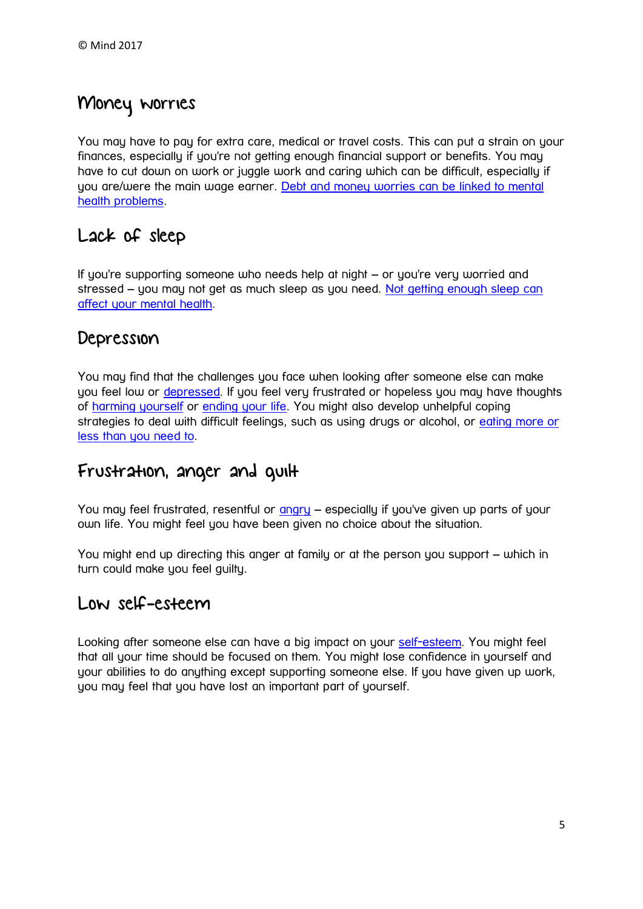## Money worries

You may have to pay for extra care, medical or travel costs. This can put a strain on your finances, especially if you're not getting enough financial support or benefits. You may have to cut down on work or juggle work and caring which can be difficult, especially if you are/were the main wage earner. [Debt and money worries can be linked to mental health problems](#).

## Lack of sleep

If you're supporting someone who needs help at night – or you're very worried and stressed – you may not get as much sleep as you need. [Not getting enough sleep can affect your mental health](#).

## Depression

You may find that the challenges you face when looking after someone else can make you feel low or [depressed](#). If you feel very frustrated or hopeless you may have thoughts of [harming yourself](#) or [ending your life](#). You might also develop unhelpful coping strategies to deal with difficult feelings, such as using drugs or alcohol, or [eating more or less than you need to](#).

## Frustration, anger and guilt

You may feel frustrated, resentful or [angry](#) – especially if you've given up parts of your own life. You might feel you have been given no choice about the situation.

You might end up directing this anger at family or at the person you support – which in turn could make you feel guilty.

## Low self-esteem

Looking after someone else can have a big impact on your [self-esteem](#). You might feel that all your time should be focused on them. You might lose confidence in yourself and your abilities to do anything except supporting someone else. If you have given up work, you may feel that you have lost an important part of yourself.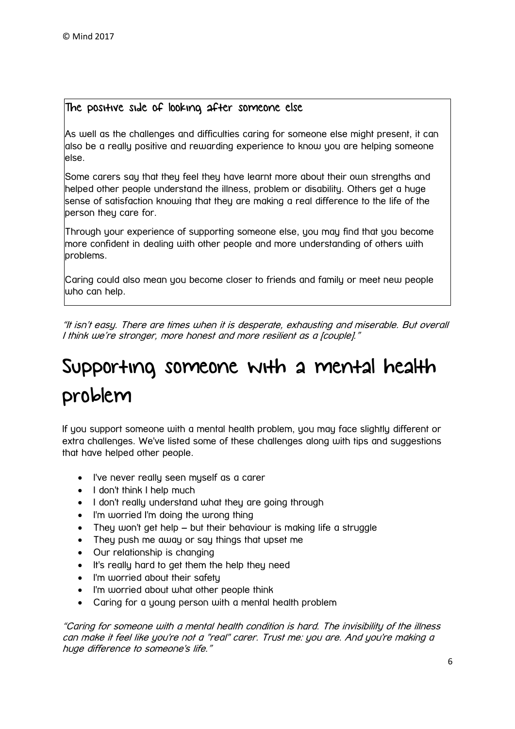### The positive side of looking after someone else

As well as the challenges and difficulties caring for someone else might present, it can also be a really positive and rewarding experience to know you are helping someone else.

Some carers say that they feel they have learnt more about their own strengths and helped other people understand the illness, problem or disability. Others get a huge sense of satisfaction knowing that they are making a real difference to the life of the person they care for.

Through your experience of supporting someone else, you may find that you become more confident in dealing with other people and more understanding of others with problems.

Caring could also mean you become closer to friends and family or meet new people who can help.

*"It isn't easy. There are times when it is desperate, exhausting and miserable. But overall I think we're stronger, more honest and more resilient as a [couple]."*

# Supporting someone with a mental health problem

If you support someone with a mental health problem, you may face slightly different or extra challenges. We've listed some of these challenges along with tips and suggestions that have helped other people.

- I've never really seen myself as a carer
- I don't think I help much
- I don't really understand what they are going through
- I'm worried I'm doing the wrong thing
- They won't get help – but their behaviour is making life a struggle
- They push me away or say things that upset me
- Our relationship is changing
- It's really hard to get them the help they need
- I'm worried about their safety
- I'm worried about what other people think
- Caring for a young person with a mental health problem

*"Caring for someone with a mental health condition is hard. The invisibility of the illness can make it feel like you're not a "real" carer. Trust me: you are. And you're making a huge difference to someone's life."*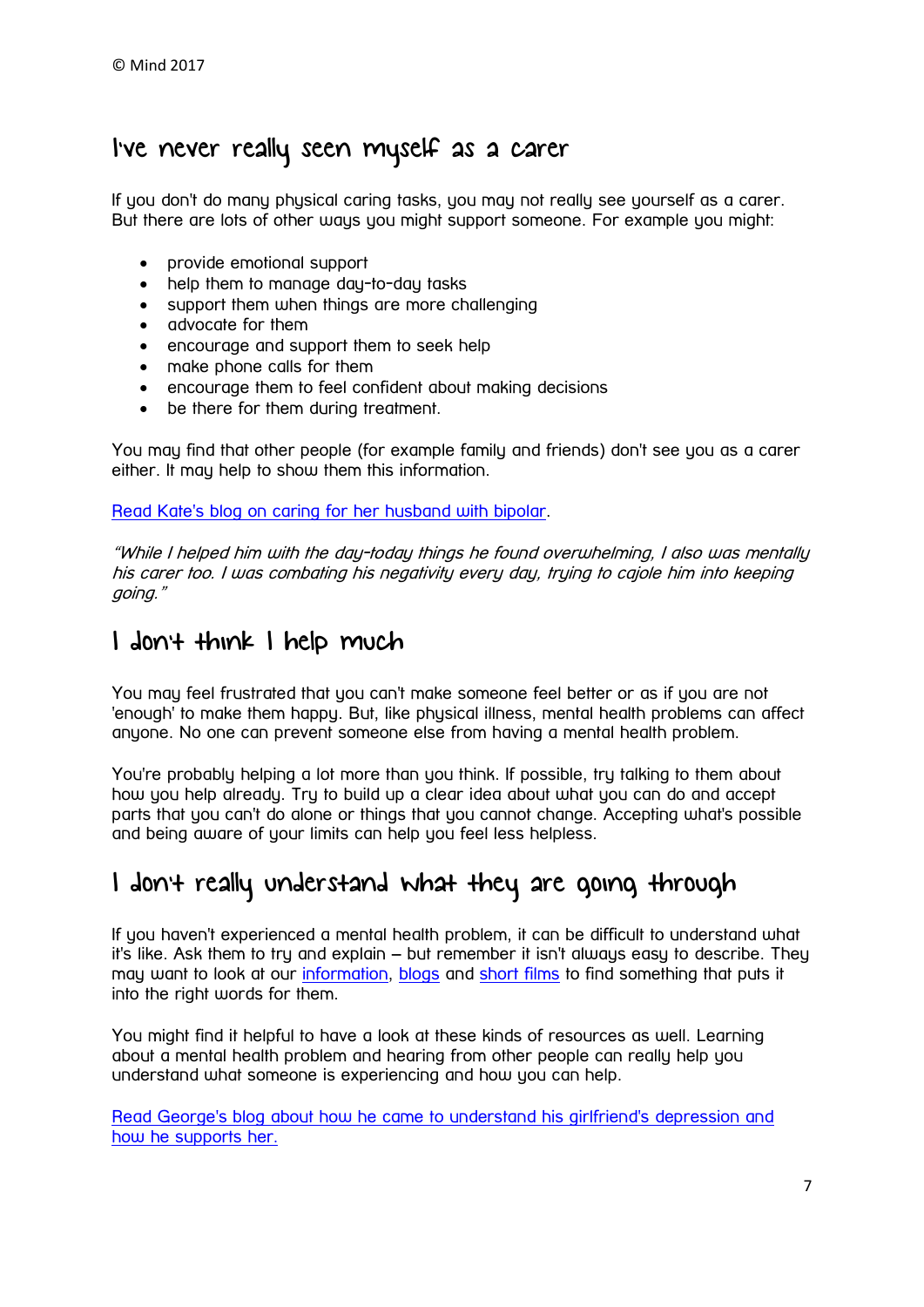© Mind 2017

## I've never really seen myself as a carer

If you don't do many physical caring tasks, you may not really see yourself as a carer. But there are lots of other ways you might support someone. For example you might:

- provide emotional support
- help them to manage day-to-day tasks
- support them when things are more challenging
- advocate for them
- encourage and support them to seek help
- make phone calls for them
- encourage them to feel confident about making decisions
- be there for them during treatment.

You may find that other people (for example family and friends) don't see you as a carer either. It may help to show them this information.

Read Kate's blog on caring for her husband with bipolar.

*"While I helped him with the day-today things he found overwhelming, I also was mentally his carer too. I was combating his negativity every day, trying to cajole him into keeping going."*

## I don't think I help much

You may feel frustrated that you can't make someone feel better or as if you are not 'enough' to make them happy. But, like physical illness, mental health problems can affect anyone. No one can prevent someone else from having a mental health problem.

You're probably helping a lot more than you think. If possible, try talking to them about how you help already. Try to build up a clear idea about what you can do and accept parts that you can't do alone or things that you cannot change. Accepting what's possible and being aware of your limits can help you feel less helpless.

## I don't really understand what they are going through

If you haven't experienced a mental health problem, it can be difficult to understand what it's like. Ask them to try and explain – but remember it isn't always easy to describe. They may want to look at our information, blogs and short films to find something that puts it into the right words for them.

You might find it helpful to have a look at these kinds of resources as well. Learning about a mental health problem and hearing from other people can really help you understand what someone is experiencing and how you can help.

Read George's blog about how he came to understand his girlfriend's depression and how he supports her.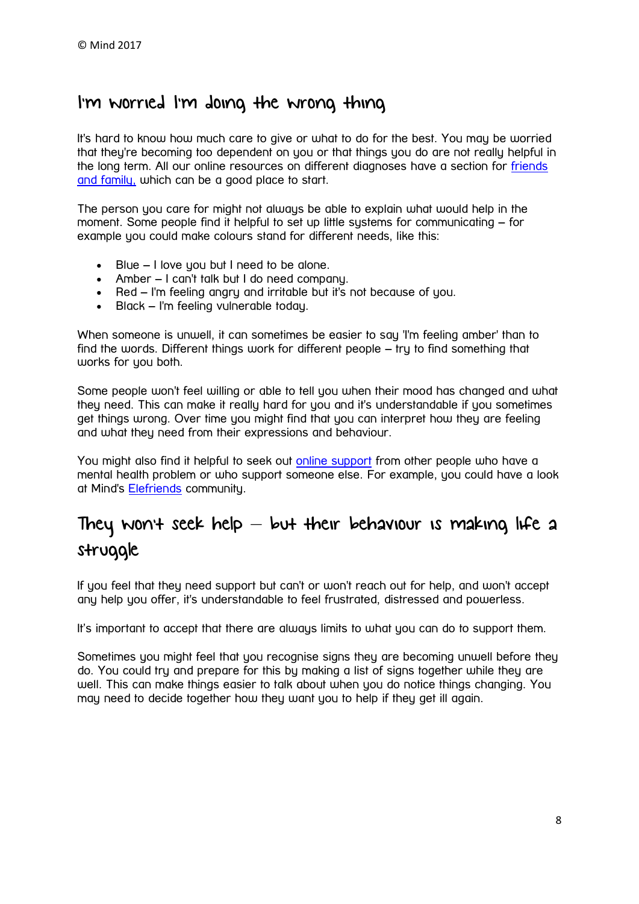## I'm worried I'm doing the wrong thing

It's hard to know how much care to give or what to do for the best. You may be worried that they're becoming too dependent on you or that things you do are not really helpful in the long term. All our online resources on different diagnoses have a section for friends and family, which can be a good place to start.

The person you care for might not always be able to explain what would help in the moment. Some people find it helpful to set up little systems for communicating – for example you could make colours stand for different needs, like this:

- Blue – I love you but I need to be alone.
- Amber – I can't talk but I do need company.
- Red – I'm feeling angry and irritable but it's not because of you.
- Black – I'm feeling vulnerable today.

When someone is unwell, it can sometimes be easier to say 'I'm feeling amber' than to find the words. Different things work for different people – try to find something that works for you both.

Some people won't feel willing or able to tell you when their mood has changed and what they need. This can make it really hard for you and it's understandable if you sometimes get things wrong. Over time you might find that you can interpret how they are feeling and what they need from their expressions and behaviour.

You might also find it helpful to seek out online support from other people who have a mental health problem or who support someone else. For example, you could have a look at Mind's Elefriends community.

## They won't seek help – but their behaviour is making life a struggle

If you feel that they need support but can't or won't reach out for help, and won't accept any help you offer, it's understandable to feel frustrated, distressed and powerless.

It's important to accept that there are always limits to what you can do to support them.

Sometimes you might feel that you recognise signs they are becoming unwell before they do. You could try and prepare for this by making a list of signs together while they are well. This can make things easier to talk about when you do notice things changing. You may need to decide together how they want you to help if they get ill again.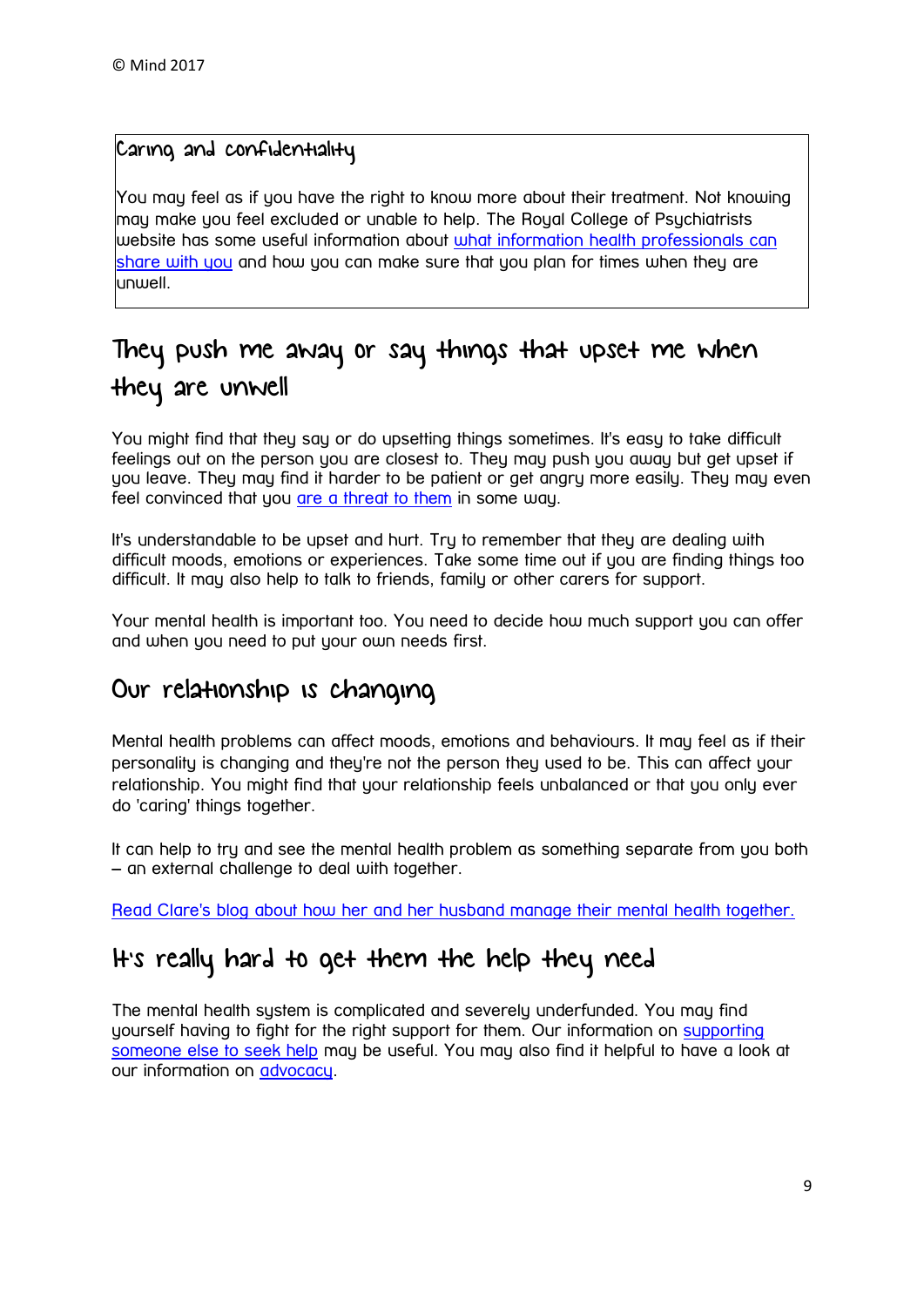© Mind 2017

### Caring and confidentiality

You may feel as if you have the right to know more about their treatment. Not knowing may make you feel excluded or unable to help. The Royal College of Psychiatrists website has some useful information about what information health professionals can share with you and how you can make sure that you plan for times when they are unwell.

## They push me away or say things that upset me when they are unwell

You might find that they say or do upsetting things sometimes. It's easy to take difficult feelings out on the person you are closest to. They may push you away but get upset if you leave. They may find it harder to be patient or get angry more easily. They may even feel convinced that you are a threat to them in some way.

It's understandable to be upset and hurt. Try to remember that they are dealing with difficult moods, emotions or experiences. Take some time out if you are finding things too difficult. It may also help to talk to friends, family or other carers for support.

Your mental health is important too. You need to decide how much support you can offer and when you need to put your own needs first.

## Our relationship is changing

Mental health problems can affect moods, emotions and behaviours. It may feel as if their personality is changing and they're not the person they used to be. This can affect your relationship. You might find that your relationship feels unbalanced or that you only ever do 'caring' things together.

It can help to try and see the mental health problem as something separate from you both – an external challenge to deal with together.

Read Clare's blog about how her and her husband manage their mental health together.

## It's really hard to get them the help they need

The mental health system is complicated and severely underfunded. You may find yourself having to fight for the right support for them. Our information on supporting someone else to seek help may be useful. You may also find it helpful to have a look at our information on advocacy.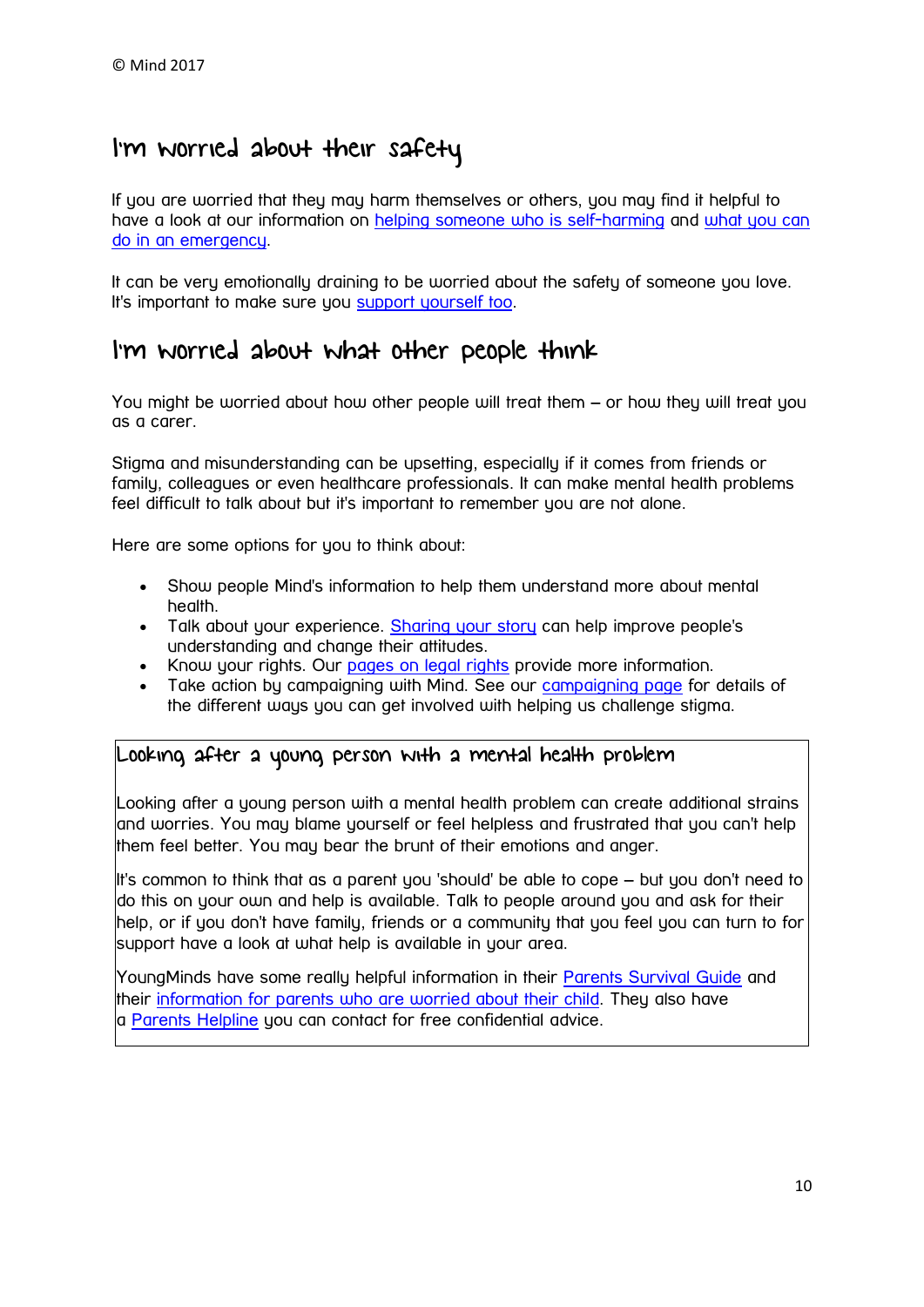## I'm worried about their safety

If you are worried that they may harm themselves or others, you may find it helpful to have a look at our information on helping someone who is self-harming and what you can do in an emergency.

It can be very emotionally draining to be worried about the safety of someone you love. It's important to make sure you support yourself too.

## I'm worried about what other people think

You might be worried about how other people will treat them – or how they will treat you as a carer.

Stigma and misunderstanding can be upsetting, especially if it comes from friends or family, colleagues or even healthcare professionals. It can make mental health problems feel difficult to talk about but it's important to remember you are not alone.

Here are some options for you to think about:

- Show people Mind's information to help them understand more about mental health.
- Talk about your experience. Sharing your story can help improve people's understanding and change their attitudes.
- Know your rights. Our pages on legal rights provide more information.
- Take action by campaigning with Mind. See our campaigning page for details of the different ways you can get involved with helping us challenge stigma.

### Looking after a young person with a mental health problem

Looking after a young person with a mental health problem can create additional strains and worries. You may blame yourself or feel helpless and frustrated that you can't help them feel better. You may bear the brunt of their emotions and anger.

It's common to think that as a parent you 'should' be able to cope – but you don't need to do this on your own and help is available. Talk to people around you and ask for their help, or if you don't have family, friends or a community that you feel you can turn to for support have a look at what help is available in your area.

YoungMinds have some really helpful information in their Parents Survival Guide and their information for parents who are worried about their child. They also have a Parents Helpline you can contact for free confidential advice.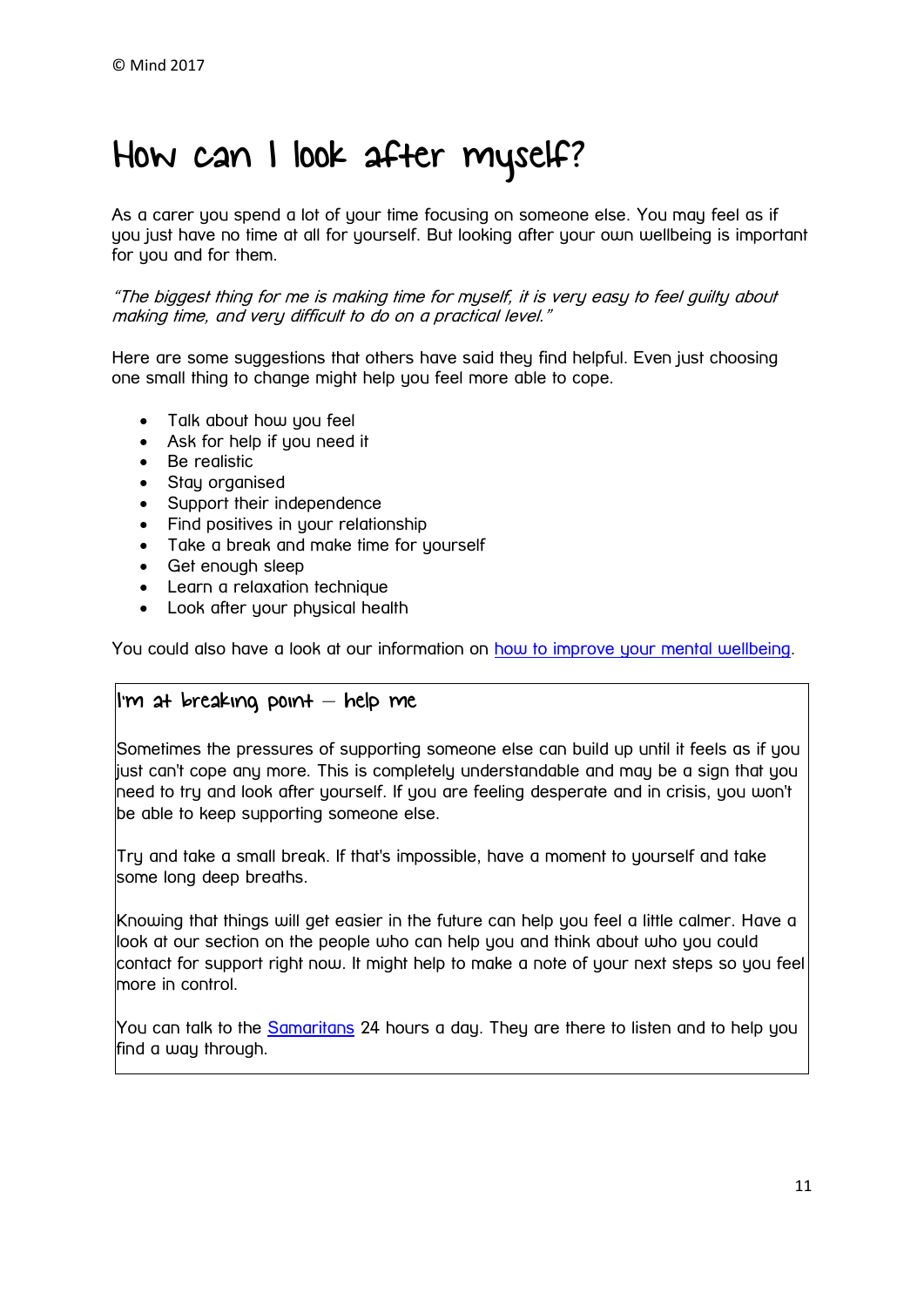# How can I look after myself?

As a carer you spend a lot of your time focusing on someone else. You may feel as if you just have no time at all for yourself. But looking after your own wellbeing is important for you and for them.

*"The biggest thing for me is making time for myself, it is very easy to feel guilty about making time, and very difficult to do on a practical level."*

Here are some suggestions that others have said they find helpful. Even just choosing one small thing to change might help you feel more able to cope.

- Talk about how you feel
- Ask for help if you need it
- Be realistic
- Stay organised
- Support their independence
- Find positives in your relationship
- Take a break and make time for yourself
- Get enough sleep
- Learn a relaxation technique
- Look after your physical health

You could also have a look at our information on [how to improve your mental wellbeing](#).

## I'm at breaking point – help me

Sometimes the pressures of supporting someone else can build up until it feels as if you just can't cope any more. This is completely understandable and may be a sign that you need to try and look after yourself. If you are feeling desperate and in crisis, you won't be able to keep supporting someone else.

Try and take a small break. If that's impossible, have a moment to yourself and take some long deep breaths.

Knowing that things will get easier in the future can help you feel a little calmer. Have a look at our section on the people who can help you and think about who you could contact for support right now. It might help to make a note of your next steps so you feel more in control.

You can talk to the [Samaritans](#) 24 hours a day. They are there to listen and to help you find a way through.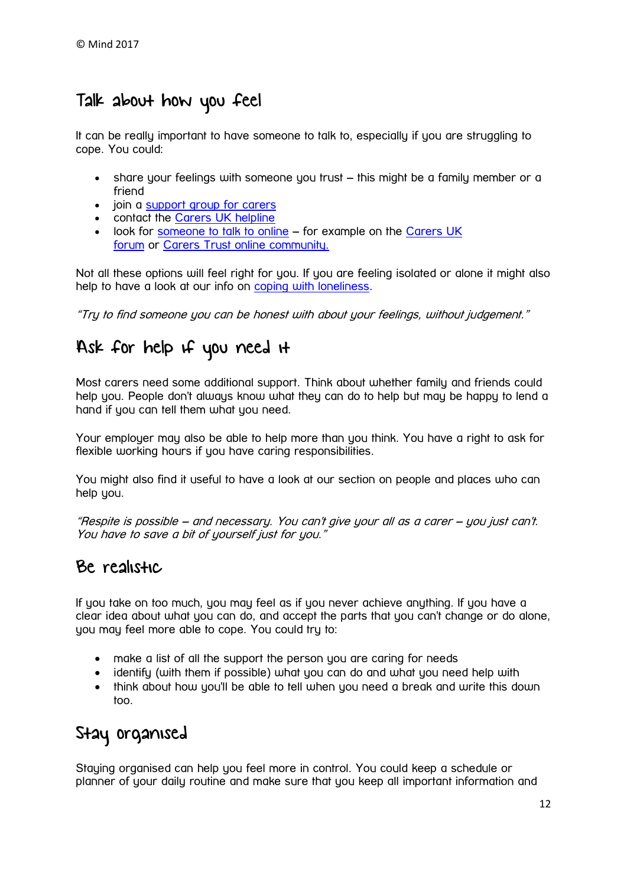© Mind 2017

## Talk about how you feel

It can be really important to have someone to talk to, especially if you are struggling to cope. You could:

- share your feelings with someone you trust – this might be a family member or a friend
- join a support group for carers
- contact the Carers UK helpline
- look for someone to talk to online – for example on the Carers UK forum or Carers Trust online community.

Not all these options will feel right for you. If you are feeling isolated or alone it might also help to have a look at our info on coping with loneliness.

*"Try to find someone you can be honest with about your feelings, without judgement."*

## Ask for help if you need it

Most carers need some additional support. Think about whether family and friends could help you. People don't always know what they can do to help but may be happy to lend a hand if you can tell them what you need.

Your employer may also be able to help more than you think. You have a right to ask for flexible working hours if you have caring responsibilities.

You might also find it useful to have a look at our section on people and places who can help you.

*"Respite is possible – and necessary. You can't give your all as a carer – you just can't. You have to save a bit of yourself just for you."*

## Be realistic

If you take on too much, you may feel as if you never achieve anything. If you have a clear idea about what you can do, and accept the parts that you can't change or do alone, you may feel more able to cope. You could try to:

- make a list of all the support the person you are caring for needs
- identify (with them if possible) what you can do and what you need help with
- think about how you'll be able to tell when you need a break and write this down too.

## Stay organised

Staying organised can help you feel more in control. You could keep a schedule or planner of your daily routine and make sure that you keep all important information and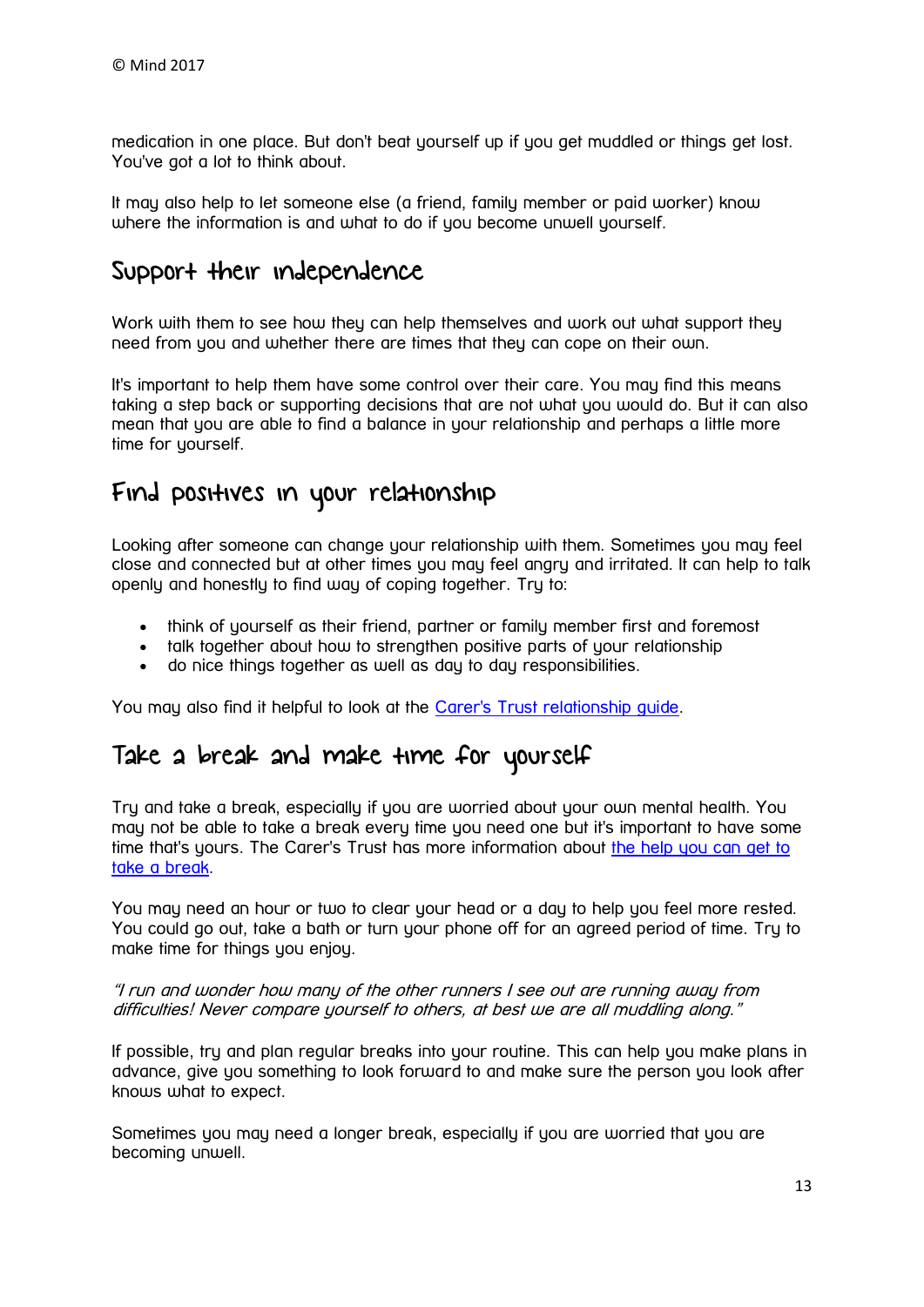medication in one place. But don't beat yourself up if you get muddled or things get lost. You've got a lot to think about.

It may also help to let someone else (a friend, family member or paid worker) know where the information is and what to do if you become unwell yourself.

## Support their independence

Work with them to see how they can help themselves and work out what support they need from you and whether there are times that they can cope on their own.

It's important to help them have some control over their care. You may find this means taking a step back or supporting decisions that are not what you would do. But it can also mean that you are able to find a balance in your relationship and perhaps a little more time for yourself.

## Find positives in your relationship

Looking after someone can change your relationship with them. Sometimes you may feel close and connected but at other times you may feel angry and irritated. It can help to talk openly and honestly to find way of coping together. Try to:

- think of yourself as their friend, partner or family member first and foremost
- talk together about how to strengthen positive parts of your relationship
- do nice things together as well as day to day responsibilities.

You may also find it helpful to look at the Carer's Trust relationship guide.

## Take a break and make time for yourself

Try and take a break, especially if you are worried about your own mental health. You may not be able to take a break every time you need one but it's important to have some time that's yours. The Carer's Trust has more information about the help you can get to take a break.

You may need an hour or two to clear your head or a day to help you feel more rested. You could go out, take a bath or turn your phone off for an agreed period of time. Try to make time for things you enjoy.

*"I run and wonder how many of the other runners I see out are running away from difficulties! Never compare yourself to others, at best we are all muddling along."*

If possible, try and plan regular breaks into your routine. This can help you make plans in advance, give you something to look forward to and make sure the person you look after knows what to expect.

Sometimes you may need a longer break, especially if you are worried that you are becoming unwell.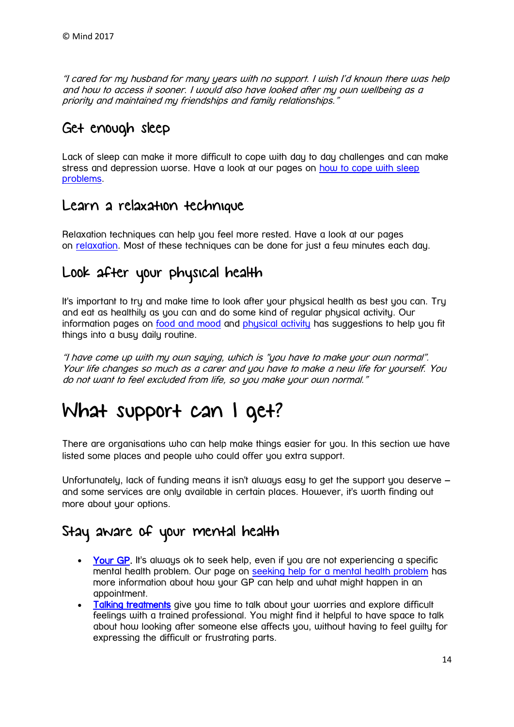© Mind 2017

*"I cared for my husband for many years with no support. I wish I'd known there was help and how to access it sooner. I would also have looked after my own wellbeing as a priority and maintained my friendships and family relationships."*

## Get enough sleep

Lack of sleep can make it more difficult to cope with day to day challenges and can make stress and depression worse. Have a look at our pages on how to cope with sleep problems.

## Learn a relaxation technique

Relaxation techniques can help you feel more rested. Have a look at our pages on relaxation. Most of these techniques can be done for just a few minutes each day.

## Look after your physical health

It's important to try and make time to look after your physical health as best you can. Try and eat as healthily as you can and do some kind of regular physical activity. Our information pages on food and mood and physical activity has suggestions to help you fit things into a busy daily routine.

*"I have come up with my own saying, which is "you have to make your own normal". Your life changes so much as a carer and you have to make a new life for yourself. You do not want to feel excluded from life, so you make your own normal."*

# What support can I get?

There are organisations who can help make things easier for you. In this section we have listed some places and people who could offer you extra support.

Unfortunately, lack of funding means it isn't always easy to get the support you deserve – and some services are only available in certain places. However, it's worth finding out more about your options.

## Stay aware of your mental health

- **Your GP**. It's always ok to seek help, even if you are not experiencing a specific mental health problem. Our page on seeking help for a mental health problem has more information about how your GP can help and what might happen in an appointment.
- **Talking treatments** give you time to talk about your worries and explore difficult feelings with a trained professional. You might find it helpful to have space to talk about how looking after someone else affects you, without having to feel guilty for expressing the difficult or frustrating parts.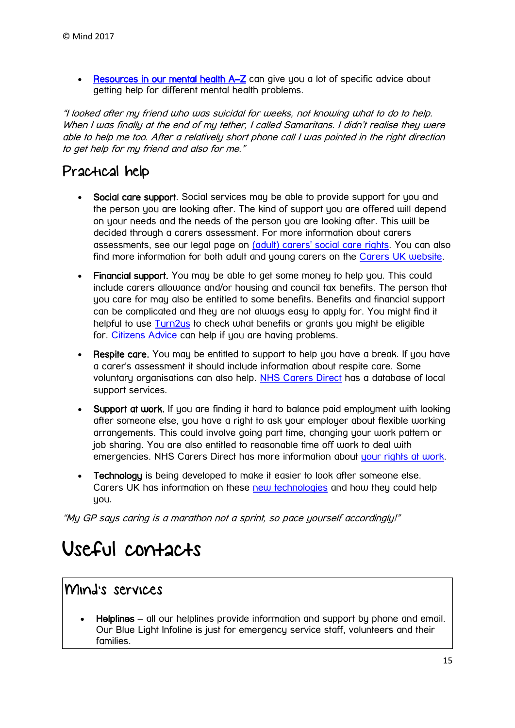- Resources in our mental health A–Z can give you a lot of specific advice about getting help for different mental health problems.

*"I looked after my friend who was suicidal for weeks, not knowing what to do to help. When I was finally at the end of my tether, I called Samaritans. I didn't realise they were able to help me too. After a relatively short phone call I was pointed in the right direction to get help for my friend and also for me."*

## Practical help

- **Social care support**. Social services may be able to provide support for you and the person you are looking after. The kind of support you are offered will depend on your needs and the needs of the person you are looking after. This will be decided through a carers assessment. For more information about carers assessments, see our legal page on (adult) carers' social care rights. You can also find more information for both adult and young carers on the Carers UK website.
- **Financial support.** You may be able to get some money to help you. This could include carers allowance and/or housing and council tax benefits. The person that you care for may also be entitled to some benefits. Benefits and financial support can be complicated and they are not always easy to apply for. You might find it helpful to use Turn2us to check what benefits or grants you might be eligible for. Citizens Advice can help if you are having problems.
- **Respite care.** You may be entitled to support to help you have a break. If you have a carer's assessment it should include information about respite care. Some voluntary organisations can also help. NHS Carers Direct has a database of local support services.
- **Support at work.** If you are finding it hard to balance paid employment with looking after someone else, you have a right to ask your employer about flexible working arrangements. This could involve going part time, changing your work pattern or job sharing. You are also entitled to reasonable time off work to deal with emergencies. NHS Carers Direct has more information about your rights at work.
- **Technology** is being developed to make it easier to look after someone else. Carers UK has information on these new technologies and how they could help you.

*"My GP says caring is a marathon not a sprint, so pace yourself accordingly!"*

# Useful contacts

## Mind's services

- **Helplines** – all our helplines provide information and support by phone and email. Our Blue Light Infoline is just for emergency service staff, volunteers and their families.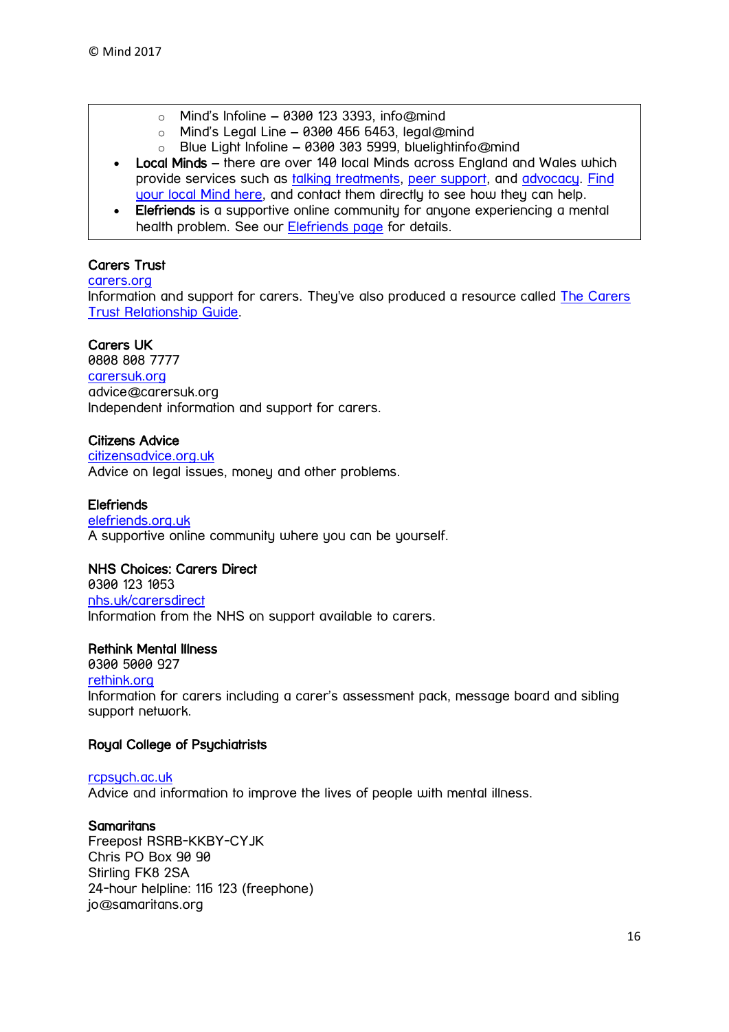© Mind 2017

- Mind's Infoline – 0300 123 3393, info@mind
    - Mind's Legal Line – 0300 466 6463, legal@mind
    - Blue Light Infoline – 0300 303 5999, bluelightinfo@mind
- **Local Minds** – there are over 140 local Minds across England and Wales which provide services such as talking treatments, peer support, and advocacy. Find your local Mind here, and contact them directly to see how they can help.
- **Elefriends** is a supportive online community for anyone experiencing a mental health problem. See our Elefriends page for details.

**Carers Trust**
carers.org
Information and support for carers. They've also produced a resource called The Carers Trust Relationship Guide.

**Carers UK**
0808 808 7777
carersuk.org
advice@carersuk.org
Independent information and support for carers.

**Citizens Advice**
citizensadvice.org.uk
Advice on legal issues, money and other problems.

**Elefriends**
elefriends.org.uk
A supportive online community where you can be yourself.

**NHS Choices: Carers Direct**
0300 123 1053
nhs.uk/carersdirect
Information from the NHS on support available to carers.

**Rethink Mental Illness**
0300 5000 927
rethink.org
Information for carers including a carer's assessment pack, message board and sibling support network.

**Royal College of Psychiatrists**

rcpsych.ac.uk
Advice and information to improve the lives of people with mental illness.

**Samaritans**
Freepost RSRB-KKBY-CYJK
Chris PO Box 90 90
Stirling FK8 2SA
24-hour helpline: 116 123 (freephone)
jo@samaritans.org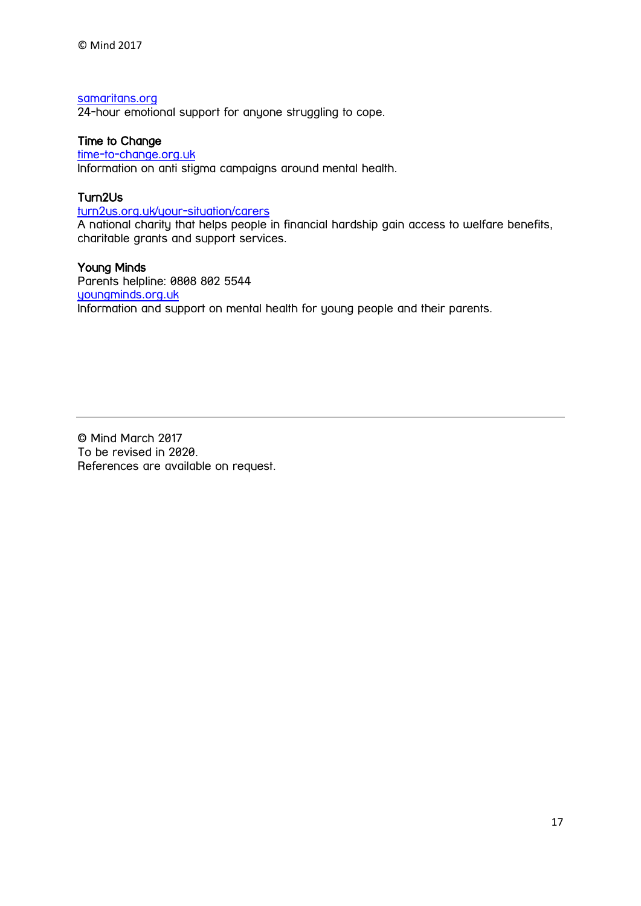samaritans.org
24-hour emotional support for anyone struggling to cope.

**Time to Change**
time-to-change.org.uk
Information on anti stigma campaigns around mental health.

**Turn2Us**
turn2us.org.uk/your-situation/carers
A national charity that helps people in financial hardship gain access to welfare benefits, charitable grants and support services.

**Young Minds**
Parents helpline: 0808 802 5544
youngminds.org.uk
Information and support on mental health for young people and their parents.

---

© Mind March 2017
To be revised in 2020.
References are available on request.